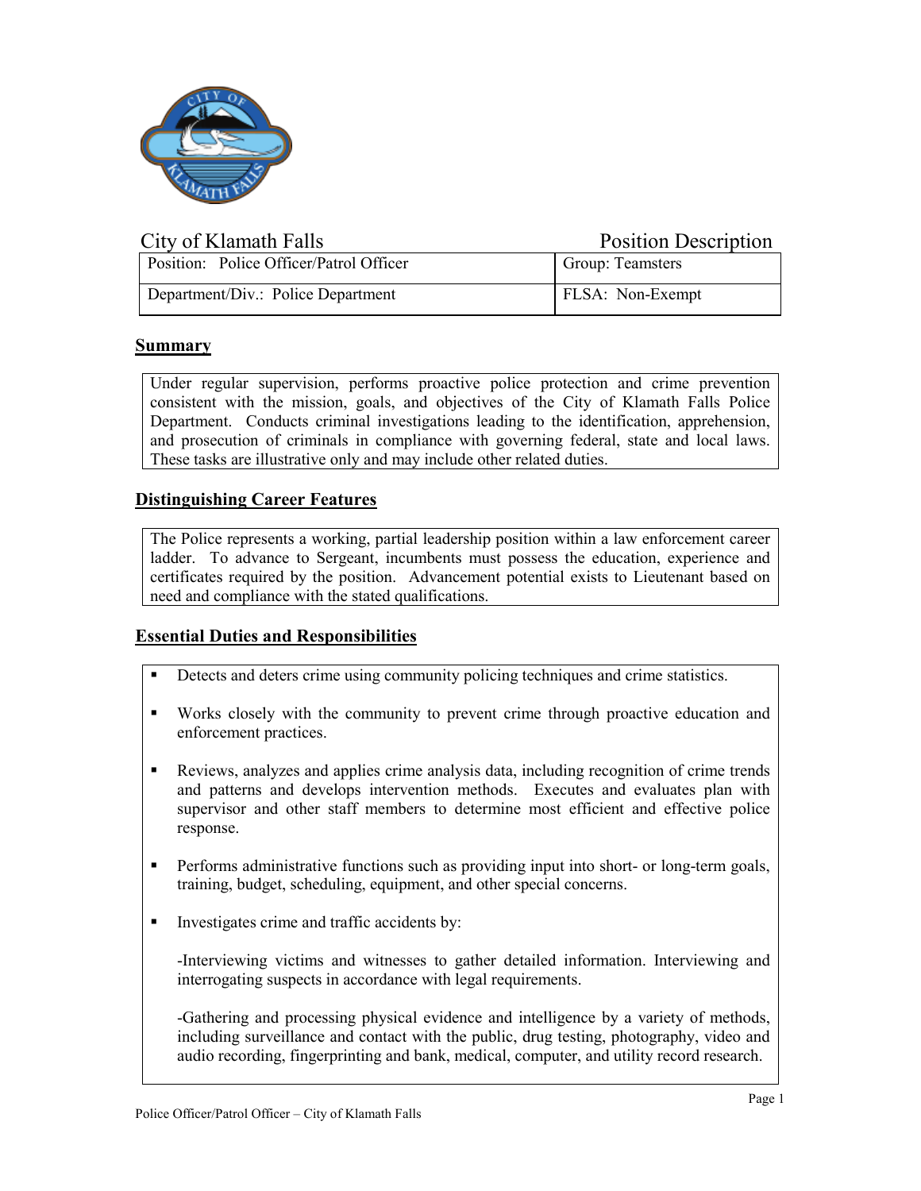City of Klamath Falls — Position Description

| Position: Police Officer/Patrol Officer | Group: Teamsters |
|---|---|
| Department/Div.: Police Department | FLSA: Non-Exempt |

## Summary

Under regular supervision, performs proactive police protection and crime prevention consistent with the mission, goals, and objectives of the City of Klamath Falls Police Department. Conducts criminal investigations leading to the identification, apprehension, and prosecution of criminals in compliance with governing federal, state and local laws. These tasks are illustrative only and may include other related duties.

## Distinguishing Career Features

The Police represents a working, partial leadership position within a law enforcement career ladder. To advance to Sergeant, incumbents must possess the education, experience and certificates required by the position. Advancement potential exists to Lieutenant based on need and compliance with the stated qualifications.

## Essential Duties and Responsibilities

- Detects and deters crime using community policing techniques and crime statistics.
- Works closely with the community to prevent crime through proactive education and enforcement practices.
- Reviews, analyzes and applies crime analysis data, including recognition of crime trends and patterns and develops intervention methods. Executes and evaluates plan with supervisor and other staff members to determine most efficient and effective police response.
- Performs administrative functions such as providing input into short- or long-term goals, training, budget, scheduling, equipment, and other special concerns.
- Investigates crime and traffic accidents by:

  -Interviewing victims and witnesses to gather detailed information. Interviewing and interrogating suspects in accordance with legal requirements.

  -Gathering and processing physical evidence and intelligence by a variety of methods, including surveillance and contact with the public, drug testing, photography, video and audio recording, fingerprinting and bank, medical, computer, and utility record research.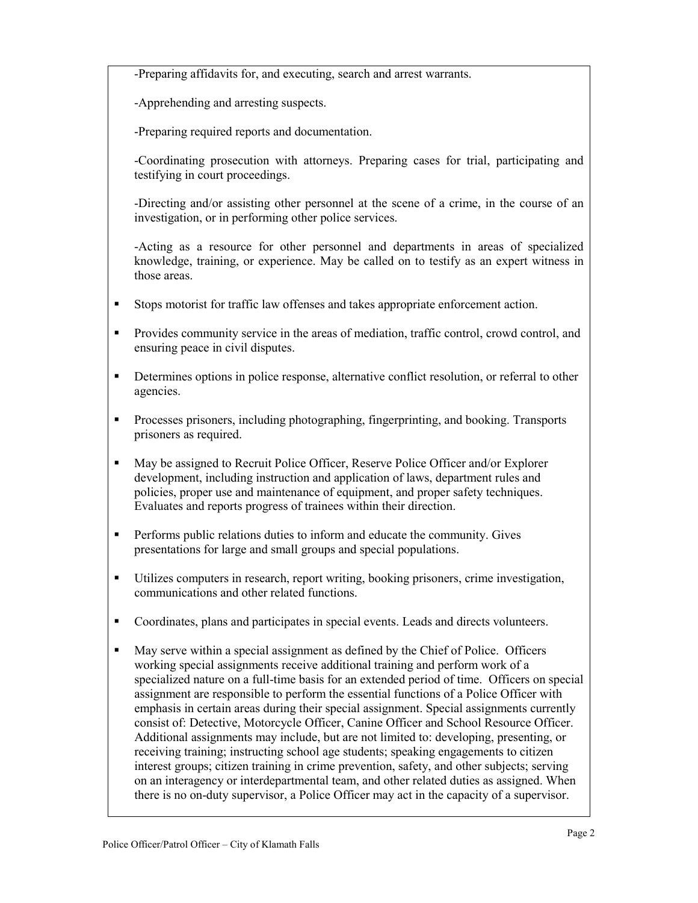-Preparing affidavits for, and executing, search and arrest warrants.

-Apprehending and arresting suspects.

-Preparing required reports and documentation.

-Coordinating prosecution with attorneys. Preparing cases for trial, participating and testifying in court proceedings.

-Directing and/or assisting other personnel at the scene of a crime, in the course of an investigation, or in performing other police services.

-Acting as a resource for other personnel and departments in areas of specialized knowledge, training, or experience. May be called on to testify as an expert witness in those areas.

- Stops motorist for traffic law offenses and takes appropriate enforcement action.
- Provides community service in the areas of mediation, traffic control, crowd control, and ensuring peace in civil disputes.
- Determines options in police response, alternative conflict resolution, or referral to other agencies.
- Processes prisoners, including photographing, fingerprinting, and booking. Transports prisoners as required.
- May be assigned to Recruit Police Officer, Reserve Police Officer and/or Explorer development, including instruction and application of laws, department rules and policies, proper use and maintenance of equipment, and proper safety techniques. Evaluates and reports progress of trainees within their direction.
- Performs public relations duties to inform and educate the community. Gives presentations for large and small groups and special populations.
- Utilizes computers in research, report writing, booking prisoners, crime investigation, communications and other related functions.
- Coordinates, plans and participates in special events. Leads and directs volunteers.
- May serve within a special assignment as defined by the Chief of Police. Officers working special assignments receive additional training and perform work of a specialized nature on a full-time basis for an extended period of time. Officers on special assignment are responsible to perform the essential functions of a Police Officer with emphasis in certain areas during their special assignment. Special assignments currently consist of: Detective, Motorcycle Officer, Canine Officer and School Resource Officer. Additional assignments may include, but are not limited to: developing, presenting, or receiving training; instructing school age students; speaking engagements to citizen interest groups; citizen training in crime prevention, safety, and other subjects; serving on an interagency or interdepartmental team, and other related duties as assigned. When there is no on-duty supervisor, a Police Officer may act in the capacity of a supervisor.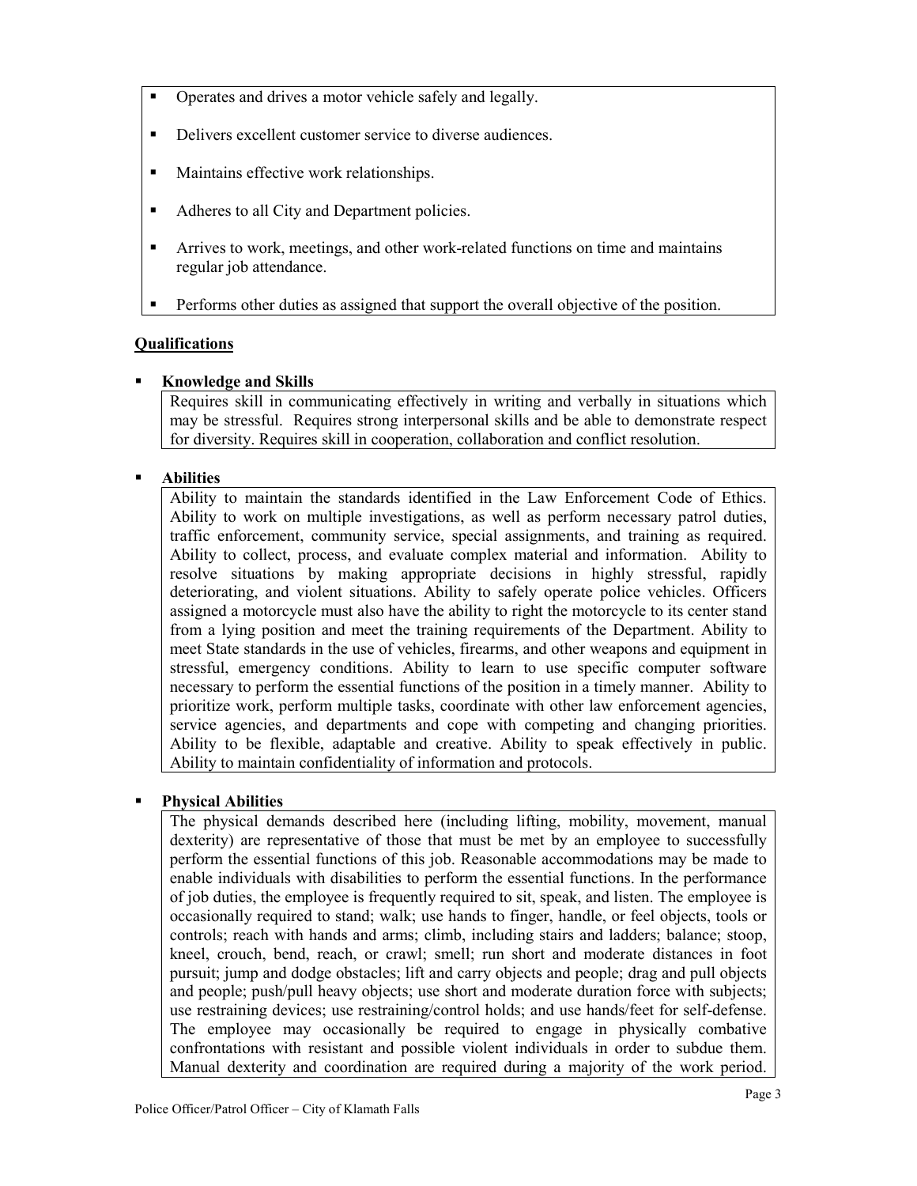- Operates and drives a motor vehicle safely and legally.
- Delivers excellent customer service to diverse audiences.
- Maintains effective work relationships.
- Adheres to all City and Department policies.
- Arrives to work, meetings, and other work-related functions on time and maintains regular job attendance.
- Performs other duties as assigned that support the overall objective of the position.

## Qualifications

- **Knowledge and Skills**

  Requires skill in communicating effectively in writing and verbally in situations which may be stressful. Requires strong interpersonal skills and be able to demonstrate respect for diversity. Requires skill in cooperation, collaboration and conflict resolution.

- **Abilities**

  Ability to maintain the standards identified in the Law Enforcement Code of Ethics. Ability to work on multiple investigations, as well as perform necessary patrol duties, traffic enforcement, community service, special assignments, and training as required. Ability to collect, process, and evaluate complex material and information. Ability to resolve situations by making appropriate decisions in highly stressful, rapidly deteriorating, and violent situations. Ability to safely operate police vehicles. Officers assigned a motorcycle must also have the ability to right the motorcycle to its center stand from a lying position and meet the training requirements of the Department. Ability to meet State standards in the use of vehicles, firearms, and other weapons and equipment in stressful, emergency conditions. Ability to learn to use specific computer software necessary to perform the essential functions of the position in a timely manner. Ability to prioritize work, perform multiple tasks, coordinate with other law enforcement agencies, service agencies, and departments and cope with competing and changing priorities. Ability to be flexible, adaptable and creative. Ability to speak effectively in public. Ability to maintain confidentiality of information and protocols.

- **Physical Abilities**

  The physical demands described here (including lifting, mobility, movement, manual dexterity) are representative of those that must be met by an employee to successfully perform the essential functions of this job. Reasonable accommodations may be made to enable individuals with disabilities to perform the essential functions. In the performance of job duties, the employee is frequently required to sit, speak, and listen. The employee is occasionally required to stand; walk; use hands to finger, handle, or feel objects, tools or controls; reach with hands and arms; climb, including stairs and ladders; balance; stoop, kneel, crouch, bend, reach, or crawl; smell; run short and moderate distances in foot pursuit; jump and dodge obstacles; lift and carry objects and people; drag and pull objects and people; push/pull heavy objects; use short and moderate duration force with subjects; use restraining devices; use restraining/control holds; and use hands/feet for self-defense. The employee may occasionally be required to engage in physically combative confrontations with resistant and possible violent individuals in order to subdue them. Manual dexterity and coordination are required during a majority of the work period.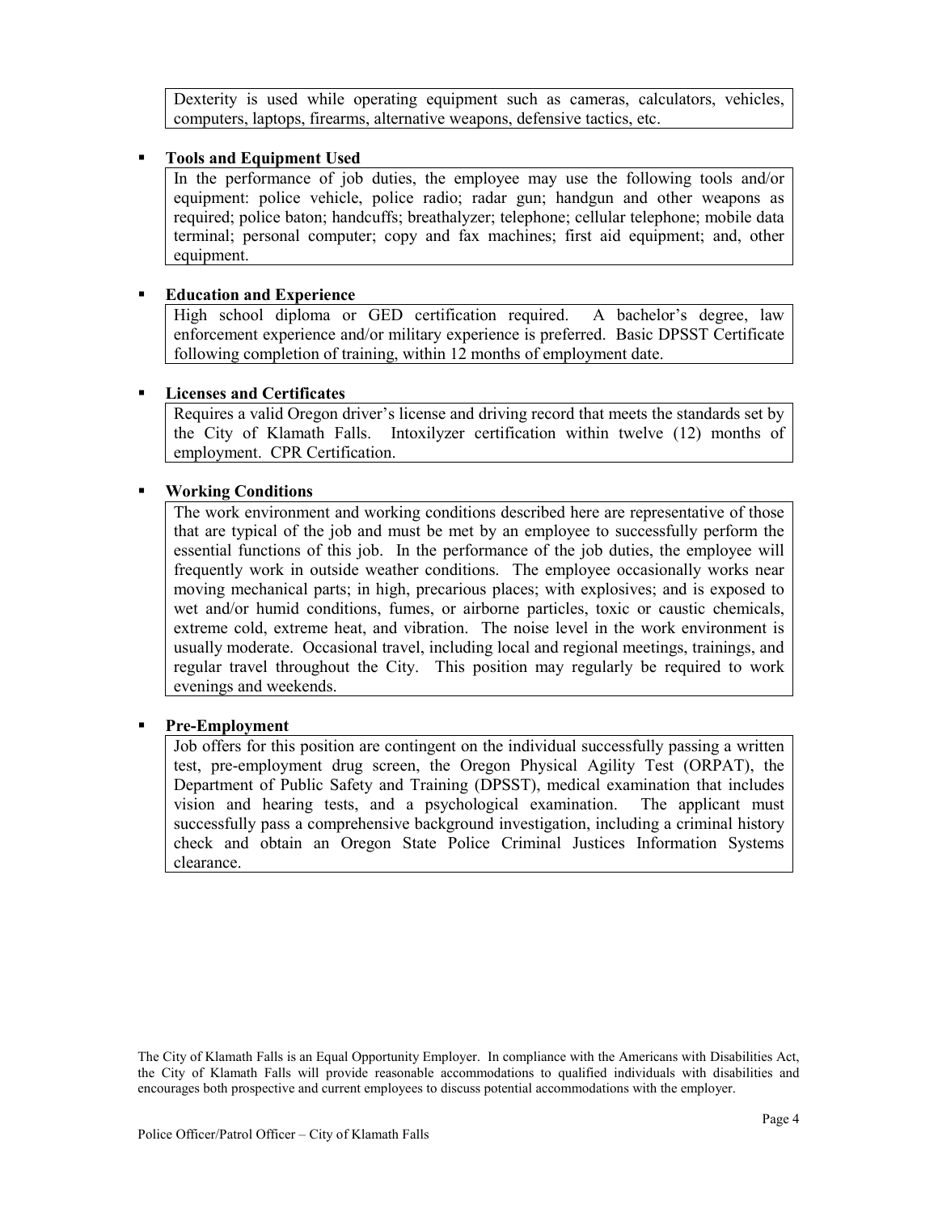Dexterity is used while operating equipment such as cameras, calculators, vehicles, computers, laptops, firearms, alternative weapons, defensive tactics, etc.

- **Tools and Equipment Used**

  In the performance of job duties, the employee may use the following tools and/or equipment: police vehicle, police radio; radar gun; handgun and other weapons as required; police baton; handcuffs; breathalyzer; telephone; cellular telephone; mobile data terminal; personal computer; copy and fax machines; first aid equipment; and, other equipment.

- **Education and Experience**

  High school diploma or GED certification required. A bachelor's degree, law enforcement experience and/or military experience is preferred. Basic DPSST Certificate following completion of training, within 12 months of employment date.

- **Licenses and Certificates**

  Requires a valid Oregon driver's license and driving record that meets the standards set by the City of Klamath Falls. Intoxilyzer certification within twelve (12) months of employment. CPR Certification.

- **Working Conditions**

  The work environment and working conditions described here are representative of those that are typical of the job and must be met by an employee to successfully perform the essential functions of this job. In the performance of the job duties, the employee will frequently work in outside weather conditions. The employee occasionally works near moving mechanical parts; in high, precarious places; with explosives; and is exposed to wet and/or humid conditions, fumes, or airborne particles, toxic or caustic chemicals, extreme cold, extreme heat, and vibration. The noise level in the work environment is usually moderate. Occasional travel, including local and regional meetings, trainings, and regular travel throughout the City. This position may regularly be required to work evenings and weekends.

- **Pre-Employment**

  Job offers for this position are contingent on the individual successfully passing a written test, pre-employment drug screen, the Oregon Physical Agility Test (ORPAT), the Department of Public Safety and Training (DPSST), medical examination that includes vision and hearing tests, and a psychological examination. The applicant must successfully pass a comprehensive background investigation, including a criminal history check and obtain an Oregon State Police Criminal Justices Information Systems clearance.

The City of Klamath Falls is an Equal Opportunity Employer. In compliance with the Americans with Disabilities Act, the City of Klamath Falls will provide reasonable accommodations to qualified individuals with disabilities and encourages both prospective and current employees to discuss potential accommodations with the employer.